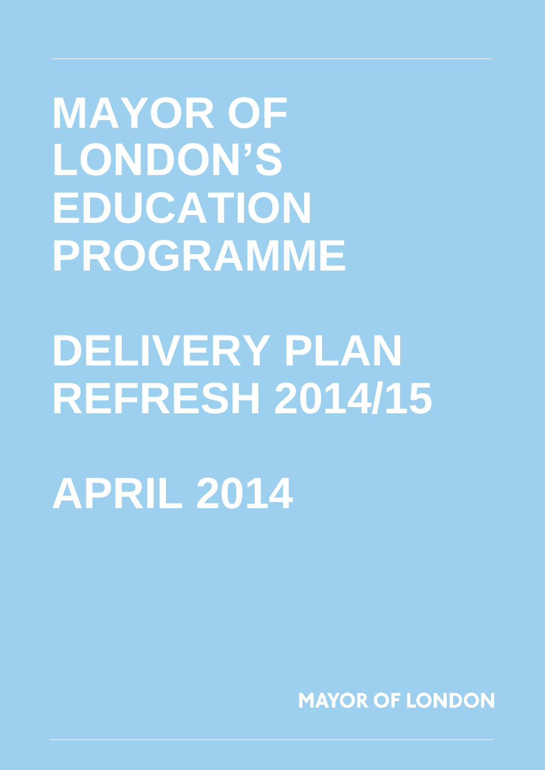# MAYOR OF LONDON'S EDUCATION PROGRAMME

# DELIVERY PLAN REFRESH 2014/15

# APRIL 2014

MAYOR OF LONDON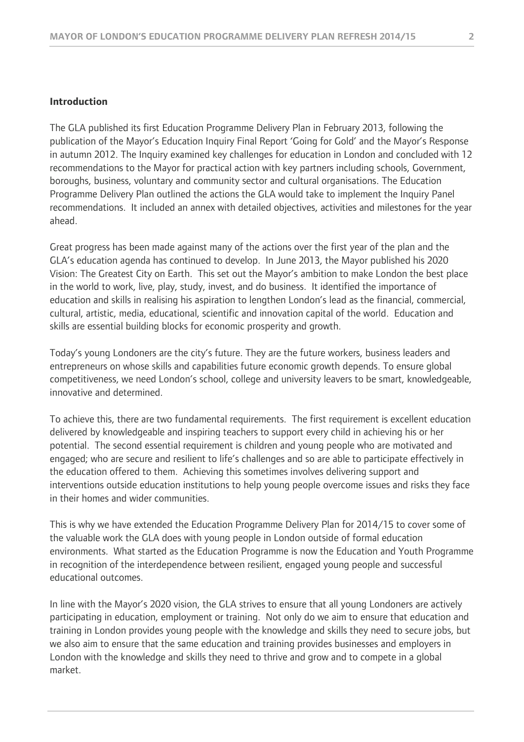**Introduction**

The GLA published its first Education Programme Delivery Plan in February 2013, following the publication of the Mayor's Education Inquiry Final Report 'Going for Gold' and the Mayor's Response in autumn 2012. The Inquiry examined key challenges for education in London and concluded with 12 recommendations to the Mayor for practical action with key partners including schools, Government, boroughs, business, voluntary and community sector and cultural organisations. The Education Programme Delivery Plan outlined the actions the GLA would take to implement the Inquiry Panel recommendations. It included an annex with detailed objectives, activities and milestones for the year ahead.

Great progress has been made against many of the actions over the first year of the plan and the GLA's education agenda has continued to develop. In June 2013, the Mayor published his 2020 Vision: The Greatest City on Earth. This set out the Mayor's ambition to make London the best place in the world to work, live, play, study, invest, and do business. It identified the importance of education and skills in realising his aspiration to lengthen London's lead as the financial, commercial, cultural, artistic, media, educational, scientific and innovation capital of the world. Education and skills are essential building blocks for economic prosperity and growth.

Today's young Londoners are the city's future. They are the future workers, business leaders and entrepreneurs on whose skills and capabilities future economic growth depends. To ensure global competitiveness, we need London's school, college and university leavers to be smart, knowledgeable, innovative and determined.

To achieve this, there are two fundamental requirements. The first requirement is excellent education delivered by knowledgeable and inspiring teachers to support every child in achieving his or her potential. The second essential requirement is children and young people who are motivated and engaged; who are secure and resilient to life's challenges and so are able to participate effectively in the education offered to them. Achieving this sometimes involves delivering support and interventions outside education institutions to help young people overcome issues and risks they face in their homes and wider communities.

This is why we have extended the Education Programme Delivery Plan for 2014/15 to cover some of the valuable work the GLA does with young people in London outside of formal education environments. What started as the Education Programme is now the Education and Youth Programme in recognition of the interdependence between resilient, engaged young people and successful educational outcomes.

In line with the Mayor's 2020 vision, the GLA strives to ensure that all young Londoners are actively participating in education, employment or training. Not only do we aim to ensure that education and training in London provides young people with the knowledge and skills they need to secure jobs, but we also aim to ensure that the same education and training provides businesses and employers in London with the knowledge and skills they need to thrive and grow and to compete in a global market.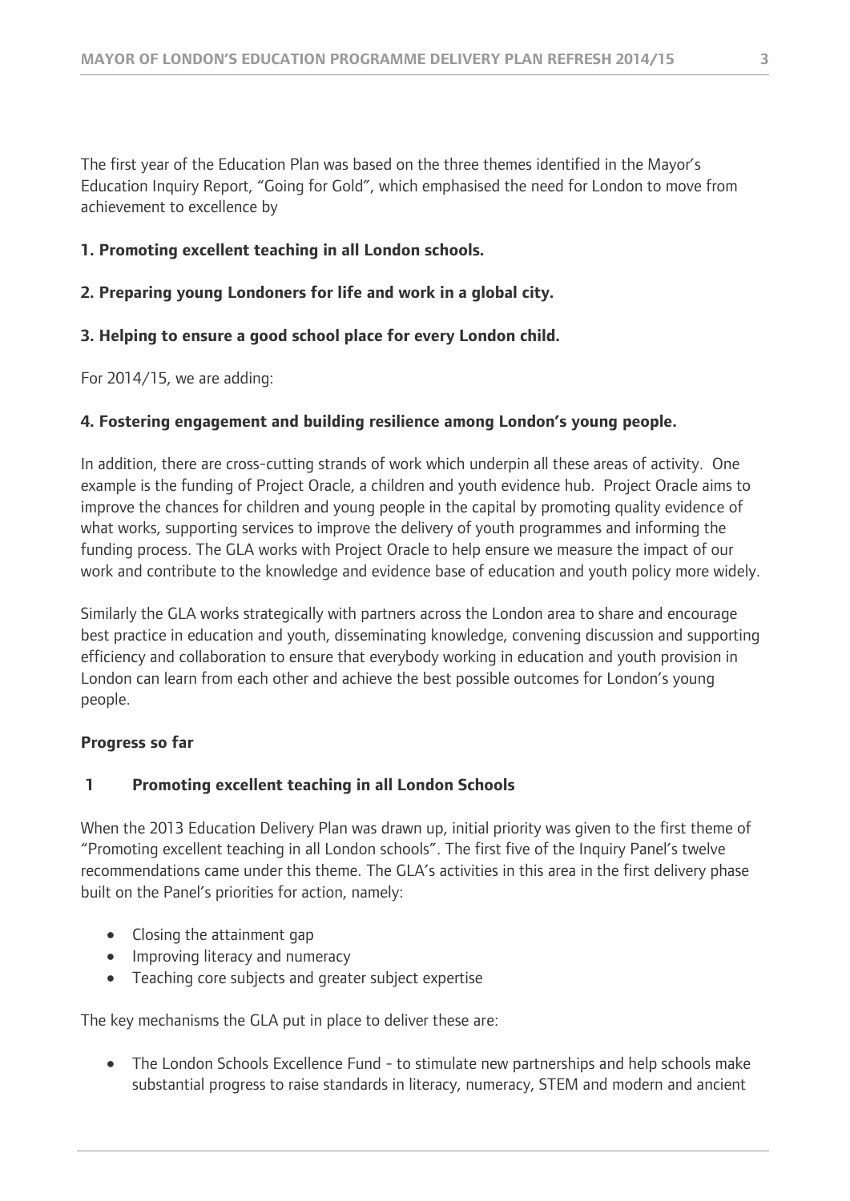The first year of the Education Plan was based on the three themes identified in the Mayor's Education Inquiry Report, "Going for Gold", which emphasised the need for London to move from achievement to excellence by

**1. Promoting excellent teaching in all London schools.**

**2. Preparing young Londoners for life and work in a global city.**

**3. Helping to ensure a good school place for every London child.**

For 2014/15, we are adding:

**4. Fostering engagement and building resilience among London's young people.**

In addition, there are cross-cutting strands of work which underpin all these areas of activity. One example is the funding of Project Oracle, a children and youth evidence hub. Project Oracle aims to improve the chances for children and young people in the capital by promoting quality evidence of what works, supporting services to improve the delivery of youth programmes and informing the funding process. The GLA works with Project Oracle to help ensure we measure the impact of our work and contribute to the knowledge and evidence base of education and youth policy more widely.

Similarly the GLA works strategically with partners across the London area to share and encourage best practice in education and youth, disseminating knowledge, convening discussion and supporting efficiency and collaboration to ensure that everybody working in education and youth provision in London can learn from each other and achieve the best possible outcomes for London's young people.

**Progress so far**

## 1 Promoting excellent teaching in all London Schools

When the 2013 Education Delivery Plan was drawn up, initial priority was given to the first theme of "Promoting excellent teaching in all London schools". The first five of the Inquiry Panel's twelve recommendations came under this theme. The GLA's activities in this area in the first delivery phase built on the Panel's priorities for action, namely:

- Closing the attainment gap
- Improving literacy and numeracy
- Teaching core subjects and greater subject expertise

The key mechanisms the GLA put in place to deliver these are:

- The London Schools Excellence Fund - to stimulate new partnerships and help schools make substantial progress to raise standards in literacy, numeracy, STEM and modern and ancient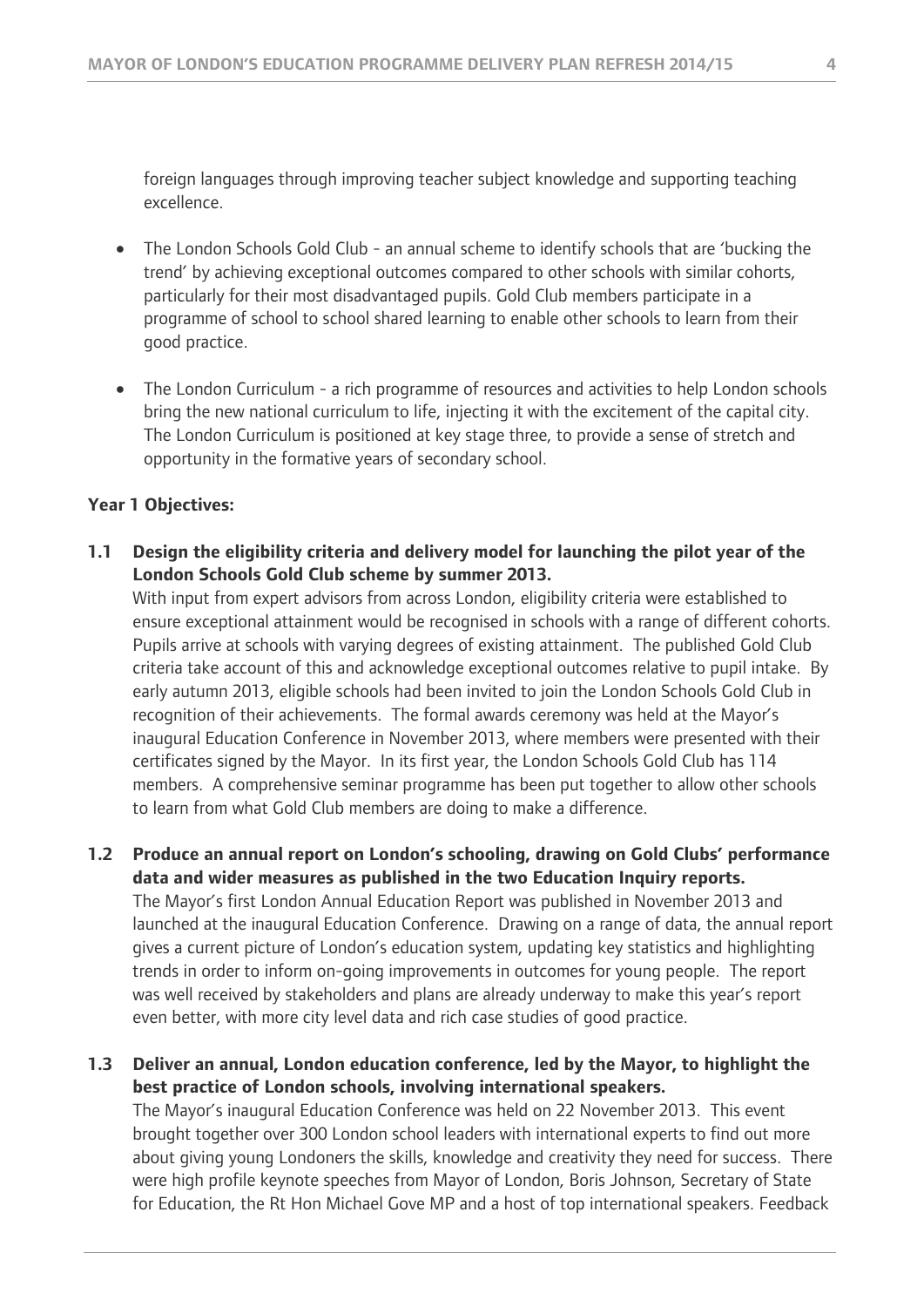foreign languages through improving teacher subject knowledge and supporting teaching excellence.

- The London Schools Gold Club - an annual scheme to identify schools that are 'bucking the trend' by achieving exceptional outcomes compared to other schools with similar cohorts, particularly for their most disadvantaged pupils. Gold Club members participate in a programme of school to school shared learning to enable other schools to learn from their good practice.

- The London Curriculum - a rich programme of resources and activities to help London schools bring the new national curriculum to life, injecting it with the excitement of the capital city. The London Curriculum is positioned at key stage three, to provide a sense of stretch and opportunity in the formative years of secondary school.

**Year 1 Objectives:**

**1.1 Design the eligibility criteria and delivery model for launching the pilot year of the London Schools Gold Club scheme by summer 2013.**

With input from expert advisors from across London, eligibility criteria were established to ensure exceptional attainment would be recognised in schools with a range of different cohorts. Pupils arrive at schools with varying degrees of existing attainment. The published Gold Club criteria take account of this and acknowledge exceptional outcomes relative to pupil intake. By early autumn 2013, eligible schools had been invited to join the London Schools Gold Club in recognition of their achievements. The formal awards ceremony was held at the Mayor's inaugural Education Conference in November 2013, where members were presented with their certificates signed by the Mayor. In its first year, the London Schools Gold Club has 114 members. A comprehensive seminar programme has been put together to allow other schools to learn from what Gold Club members are doing to make a difference.

**1.2 Produce an annual report on London's schooling, drawing on Gold Clubs' performance data and wider measures as published in the two Education Inquiry reports.**

The Mayor's first London Annual Education Report was published in November 2013 and launched at the inaugural Education Conference. Drawing on a range of data, the annual report gives a current picture of London's education system, updating key statistics and highlighting trends in order to inform on-going improvements in outcomes for young people. The report was well received by stakeholders and plans are already underway to make this year's report even better, with more city level data and rich case studies of good practice.

**1.3 Deliver an annual, London education conference, led by the Mayor, to highlight the best practice of London schools, involving international speakers.**

The Mayor's inaugural Education Conference was held on 22 November 2013. This event brought together over 300 London school leaders with international experts to find out more about giving young Londoners the skills, knowledge and creativity they need for success. There were high profile keynote speeches from Mayor of London, Boris Johnson, Secretary of State for Education, the Rt Hon Michael Gove MP and a host of top international speakers. Feedback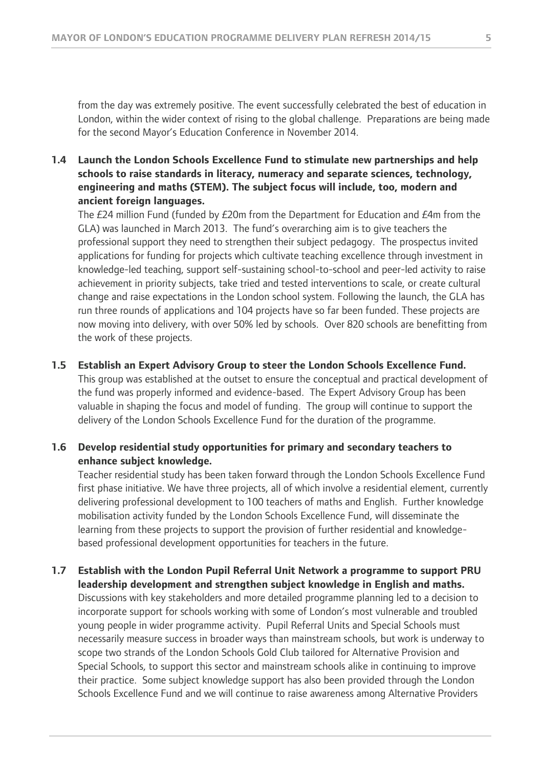from the day was extremely positive. The event successfully celebrated the best of education in London, within the wider context of rising to the global challenge. Preparations are being made for the second Mayor's Education Conference in November 2014.

**1.4 Launch the London Schools Excellence Fund to stimulate new partnerships and help schools to raise standards in literacy, numeracy and separate sciences, technology, engineering and maths (STEM). The subject focus will include, too, modern and ancient foreign languages.**

The £24 million Fund (funded by £20m from the Department for Education and £4m from the GLA) was launched in March 2013. The fund's overarching aim is to give teachers the professional support they need to strengthen their subject pedagogy. The prospectus invited applications for funding for projects which cultivate teaching excellence through investment in knowledge-led teaching, support self-sustaining school-to-school and peer-led activity to raise achievement in priority subjects, take tried and tested interventions to scale, or create cultural change and raise expectations in the London school system. Following the launch, the GLA has run three rounds of applications and 104 projects have so far been funded. These projects are now moving into delivery, with over 50% led by schools. Over 820 schools are benefitting from the work of these projects.

**1.5 Establish an Expert Advisory Group to steer the London Schools Excellence Fund.**

This group was established at the outset to ensure the conceptual and practical development of the fund was properly informed and evidence-based. The Expert Advisory Group has been valuable in shaping the focus and model of funding. The group will continue to support the delivery of the London Schools Excellence Fund for the duration of the programme.

**1.6 Develop residential study opportunities for primary and secondary teachers to enhance subject knowledge.**

Teacher residential study has been taken forward through the London Schools Excellence Fund first phase initiative. We have three projects, all of which involve a residential element, currently delivering professional development to 100 teachers of maths and English. Further knowledge mobilisation activity funded by the London Schools Excellence Fund, will disseminate the learning from these projects to support the provision of further residential and knowledge-based professional development opportunities for teachers in the future.

**1.7 Establish with the London Pupil Referral Unit Network a programme to support PRU leadership development and strengthen subject knowledge in English and maths.**

Discussions with key stakeholders and more detailed programme planning led to a decision to incorporate support for schools working with some of London's most vulnerable and troubled young people in wider programme activity. Pupil Referral Units and Special Schools must necessarily measure success in broader ways than mainstream schools, but work is underway to scope two strands of the London Schools Gold Club tailored for Alternative Provision and Special Schools, to support this sector and mainstream schools alike in continuing to improve their practice. Some subject knowledge support has also been provided through the London Schools Excellence Fund and we will continue to raise awareness among Alternative Providers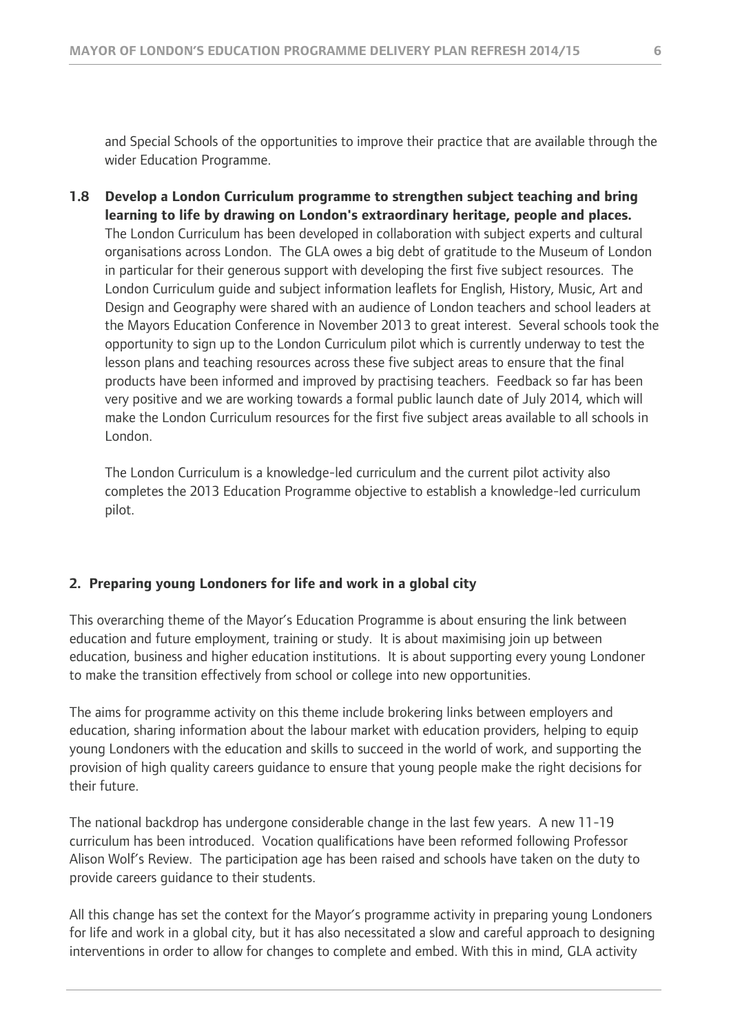and Special Schools of the opportunities to improve their practice that are available through the wider Education Programme.

**1.8 Develop a London Curriculum programme to strengthen subject teaching and bring learning to life by drawing on London's extraordinary heritage, people and places.** The London Curriculum has been developed in collaboration with subject experts and cultural organisations across London. The GLA owes a big debt of gratitude to the Museum of London in particular for their generous support with developing the first five subject resources. The London Curriculum guide and subject information leaflets for English, History, Music, Art and Design and Geography were shared with an audience of London teachers and school leaders at the Mayors Education Conference in November 2013 to great interest. Several schools took the opportunity to sign up to the London Curriculum pilot which is currently underway to test the lesson plans and teaching resources across these five subject areas to ensure that the final products have been informed and improved by practising teachers. Feedback so far has been very positive and we are working towards a formal public launch date of July 2014, which will make the London Curriculum resources for the first five subject areas available to all schools in London.

The London Curriculum is a knowledge-led curriculum and the current pilot activity also completes the 2013 Education Programme objective to establish a knowledge-led curriculum pilot.

## 2. Preparing young Londoners for life and work in a global city

This overarching theme of the Mayor's Education Programme is about ensuring the link between education and future employment, training or study. It is about maximising join up between education, business and higher education institutions. It is about supporting every young Londoner to make the transition effectively from school or college into new opportunities.

The aims for programme activity on this theme include brokering links between employers and education, sharing information about the labour market with education providers, helping to equip young Londoners with the education and skills to succeed in the world of work, and supporting the provision of high quality careers guidance to ensure that young people make the right decisions for their future.

The national backdrop has undergone considerable change in the last few years. A new 11-19 curriculum has been introduced. Vocation qualifications have been reformed following Professor Alison Wolf's Review. The participation age has been raised and schools have taken on the duty to provide careers guidance to their students.

All this change has set the context for the Mayor's programme activity in preparing young Londoners for life and work in a global city, but it has also necessitated a slow and careful approach to designing interventions in order to allow for changes to complete and embed. With this in mind, GLA activity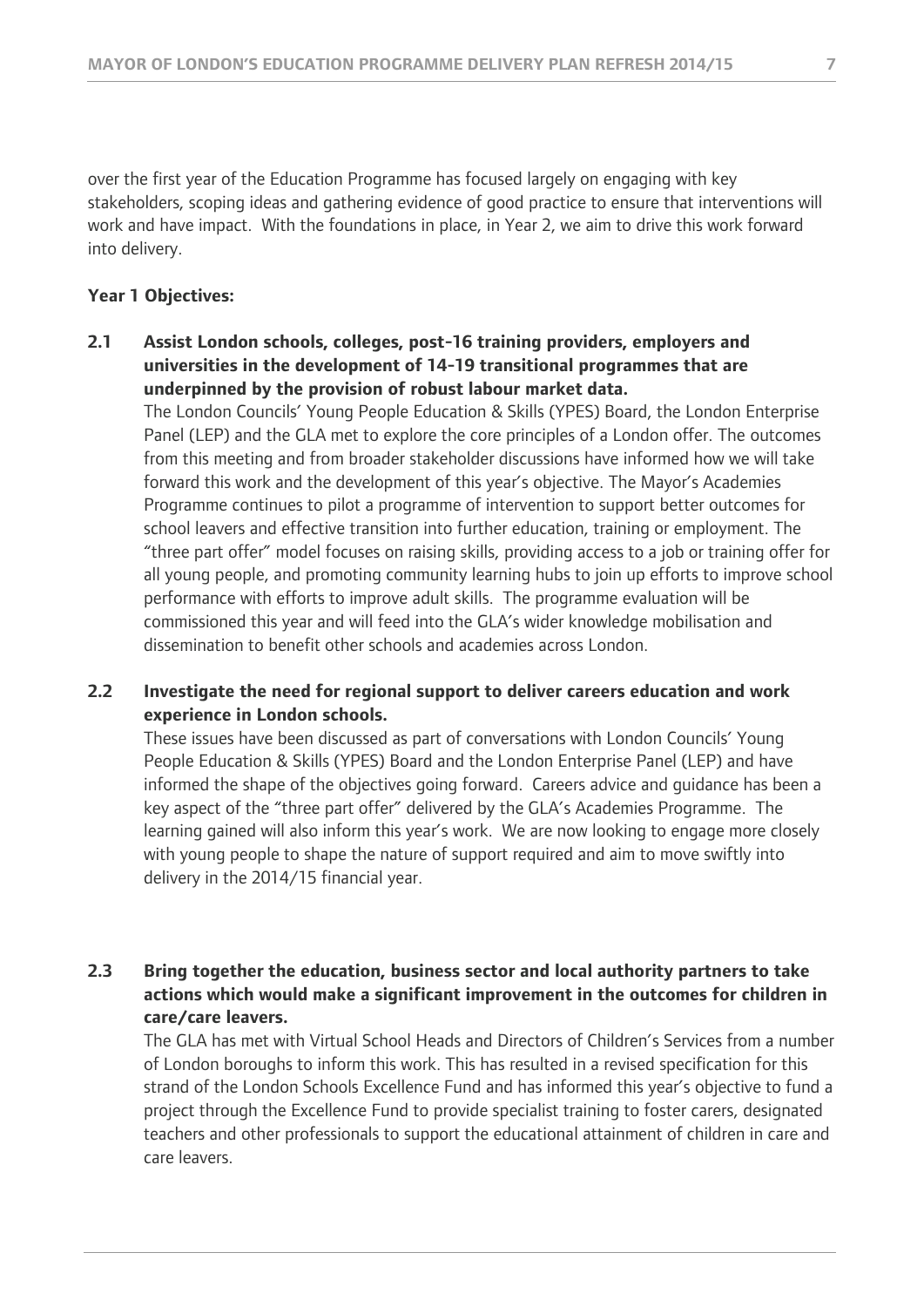over the first year of the Education Programme has focused largely on engaging with key stakeholders, scoping ideas and gathering evidence of good practice to ensure that interventions will work and have impact. With the foundations in place, in Year 2, we aim to drive this work forward into delivery.

**Year 1 Objectives:**

**2.1 Assist London schools, colleges, post-16 training providers, employers and universities in the development of 14-19 transitional programmes that are underpinned by the provision of robust labour market data.**

The London Councils' Young People Education & Skills (YPES) Board, the London Enterprise Panel (LEP) and the GLA met to explore the core principles of a London offer. The outcomes from this meeting and from broader stakeholder discussions have informed how we will take forward this work and the development of this year's objective. The Mayor's Academies Programme continues to pilot a programme of intervention to support better outcomes for school leavers and effective transition into further education, training or employment. The "three part offer" model focuses on raising skills, providing access to a job or training offer for all young people, and promoting community learning hubs to join up efforts to improve school performance with efforts to improve adult skills. The programme evaluation will be commissioned this year and will feed into the GLA's wider knowledge mobilisation and dissemination to benefit other schools and academies across London.

**2.2 Investigate the need for regional support to deliver careers education and work experience in London schools.**

These issues have been discussed as part of conversations with London Councils' Young People Education & Skills (YPES) Board and the London Enterprise Panel (LEP) and have informed the shape of the objectives going forward. Careers advice and guidance has been a key aspect of the "three part offer" delivered by the GLA's Academies Programme. The learning gained will also inform this year's work. We are now looking to engage more closely with young people to shape the nature of support required and aim to move swiftly into delivery in the 2014/15 financial year.

**2.3 Bring together the education, business sector and local authority partners to take actions which would make a significant improvement in the outcomes for children in care/care leavers.**

The GLA has met with Virtual School Heads and Directors of Children's Services from a number of London boroughs to inform this work. This has resulted in a revised specification for this strand of the London Schools Excellence Fund and has informed this year's objective to fund a project through the Excellence Fund to provide specialist training to foster carers, designated teachers and other professionals to support the educational attainment of children in care and care leavers.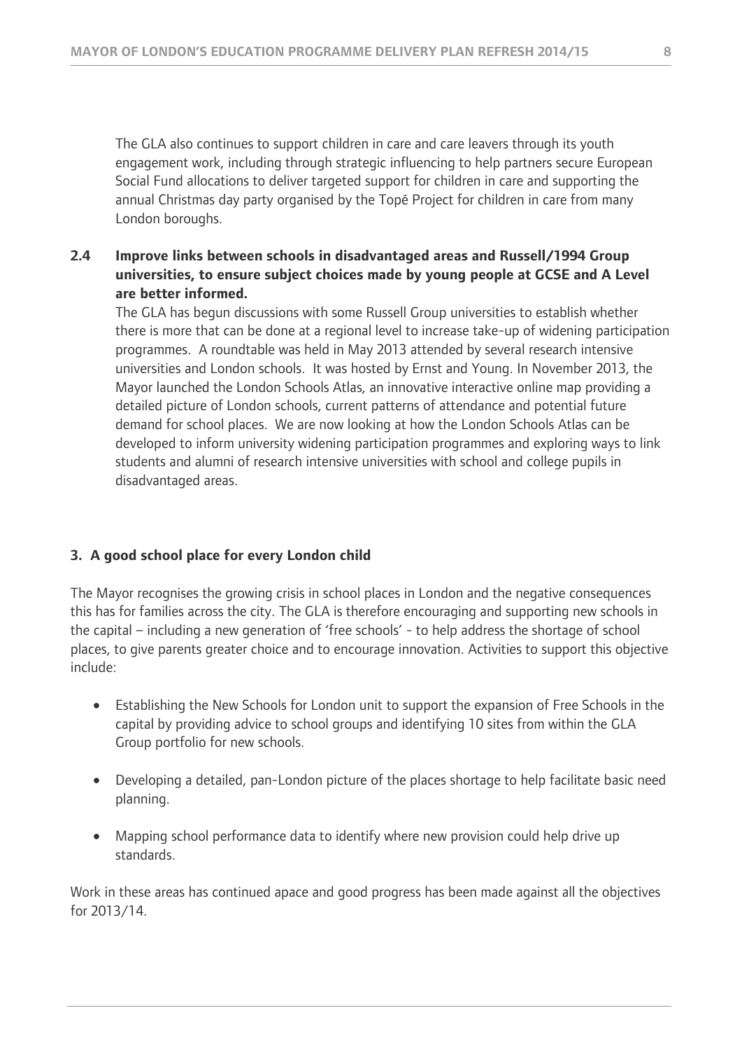The GLA also continues to support children in care and care leavers through its youth engagement work, including through strategic influencing to help partners secure European Social Fund allocations to deliver targeted support for children in care and supporting the annual Christmas day party organised by the Topé Project for children in care from many London boroughs.

**2.4 Improve links between schools in disadvantaged areas and Russell/1994 Group universities, to ensure subject choices made by young people at GCSE and A Level are better informed.**

The GLA has begun discussions with some Russell Group universities to establish whether there is more that can be done at a regional level to increase take-up of widening participation programmes. A roundtable was held in May 2013 attended by several research intensive universities and London schools. It was hosted by Ernst and Young. In November 2013, the Mayor launched the London Schools Atlas, an innovative interactive online map providing a detailed picture of London schools, current patterns of attendance and potential future demand for school places. We are now looking at how the London Schools Atlas can be developed to inform university widening participation programmes and exploring ways to link students and alumni of research intensive universities with school and college pupils in disadvantaged areas.

## 3. A good school place for every London child

The Mayor recognises the growing crisis in school places in London and the negative consequences this has for families across the city. The GLA is therefore encouraging and supporting new schools in the capital – including a new generation of 'free schools' - to help address the shortage of school places, to give parents greater choice and to encourage innovation. Activities to support this objective include:

- Establishing the New Schools for London unit to support the expansion of Free Schools in the capital by providing advice to school groups and identifying 10 sites from within the GLA Group portfolio for new schools.
- Developing a detailed, pan-London picture of the places shortage to help facilitate basic need planning.
- Mapping school performance data to identify where new provision could help drive up standards.

Work in these areas has continued apace and good progress has been made against all the objectives for 2013/14.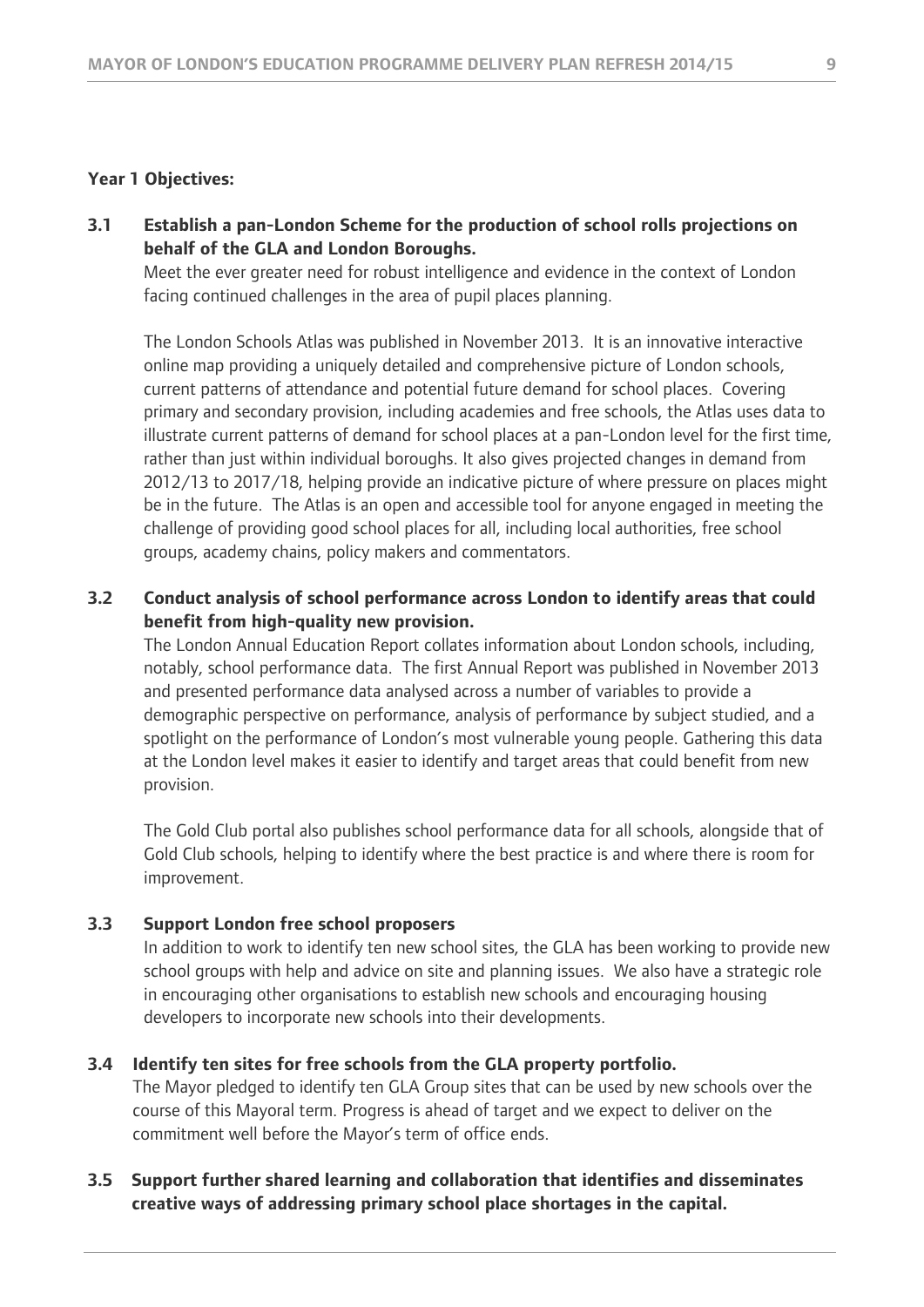**Year 1 Objectives:**

**3.1 Establish a pan-London Scheme for the production of school rolls projections on behalf of the GLA and London Boroughs.**

Meet the ever greater need for robust intelligence and evidence in the context of London facing continued challenges in the area of pupil places planning.

The London Schools Atlas was published in November 2013. It is an innovative interactive online map providing a uniquely detailed and comprehensive picture of London schools, current patterns of attendance and potential future demand for school places. Covering primary and secondary provision, including academies and free schools, the Atlas uses data to illustrate current patterns of demand for school places at a pan-London level for the first time, rather than just within individual boroughs. It also gives projected changes in demand from 2012/13 to 2017/18, helping provide an indicative picture of where pressure on places might be in the future. The Atlas is an open and accessible tool for anyone engaged in meeting the challenge of providing good school places for all, including local authorities, free school groups, academy chains, policy makers and commentators.

**3.2 Conduct analysis of school performance across London to identify areas that could benefit from high-quality new provision.**

The London Annual Education Report collates information about London schools, including, notably, school performance data. The first Annual Report was published in November 2013 and presented performance data analysed across a number of variables to provide a demographic perspective on performance, analysis of performance by subject studied, and a spotlight on the performance of London's most vulnerable young people. Gathering this data at the London level makes it easier to identify and target areas that could benefit from new provision.

The Gold Club portal also publishes school performance data for all schools, alongside that of Gold Club schools, helping to identify where the best practice is and where there is room for improvement.

**3.3 Support London free school proposers**

In addition to work to identify ten new school sites, the GLA has been working to provide new school groups with help and advice on site and planning issues. We also have a strategic role in encouraging other organisations to establish new schools and encouraging housing developers to incorporate new schools into their developments.

**3.4 Identify ten sites for free schools from the GLA property portfolio.**

The Mayor pledged to identify ten GLA Group sites that can be used by new schools over the course of this Mayoral term. Progress is ahead of target and we expect to deliver on the commitment well before the Mayor's term of office ends.

**3.5 Support further shared learning and collaboration that identifies and disseminates creative ways of addressing primary school place shortages in the capital.**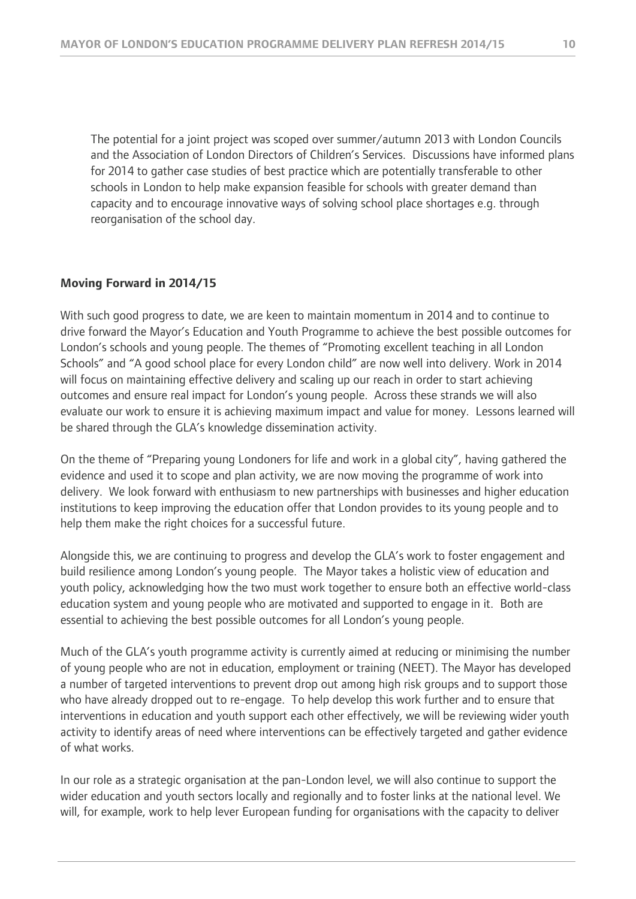The potential for a joint project was scoped over summer/autumn 2013 with London Councils and the Association of London Directors of Children's Services. Discussions have informed plans for 2014 to gather case studies of best practice which are potentially transferable to other schools in London to help make expansion feasible for schools with greater demand than capacity and to encourage innovative ways of solving school place shortages e.g. through reorganisation of the school day.

**Moving Forward in 2014/15**

With such good progress to date, we are keen to maintain momentum in 2014 and to continue to drive forward the Mayor's Education and Youth Programme to achieve the best possible outcomes for London's schools and young people. The themes of "Promoting excellent teaching in all London Schools" and "A good school place for every London child" are now well into delivery. Work in 2014 will focus on maintaining effective delivery and scaling up our reach in order to start achieving outcomes and ensure real impact for London's young people. Across these strands we will also evaluate our work to ensure it is achieving maximum impact and value for money. Lessons learned will be shared through the GLA's knowledge dissemination activity.

On the theme of "Preparing young Londoners for life and work in a global city", having gathered the evidence and used it to scope and plan activity, we are now moving the programme of work into delivery. We look forward with enthusiasm to new partnerships with businesses and higher education institutions to keep improving the education offer that London provides to its young people and to help them make the right choices for a successful future.

Alongside this, we are continuing to progress and develop the GLA's work to foster engagement and build resilience among London's young people. The Mayor takes a holistic view of education and youth policy, acknowledging how the two must work together to ensure both an effective world-class education system and young people who are motivated and supported to engage in it. Both are essential to achieving the best possible outcomes for all London's young people.

Much of the GLA's youth programme activity is currently aimed at reducing or minimising the number of young people who are not in education, employment or training (NEET). The Mayor has developed a number of targeted interventions to prevent drop out among high risk groups and to support those who have already dropped out to re-engage. To help develop this work further and to ensure that interventions in education and youth support each other effectively, we will be reviewing wider youth activity to identify areas of need where interventions can be effectively targeted and gather evidence of what works.

In our role as a strategic organisation at the pan-London level, we will also continue to support the wider education and youth sectors locally and regionally and to foster links at the national level. We will, for example, work to help lever European funding for organisations with the capacity to deliver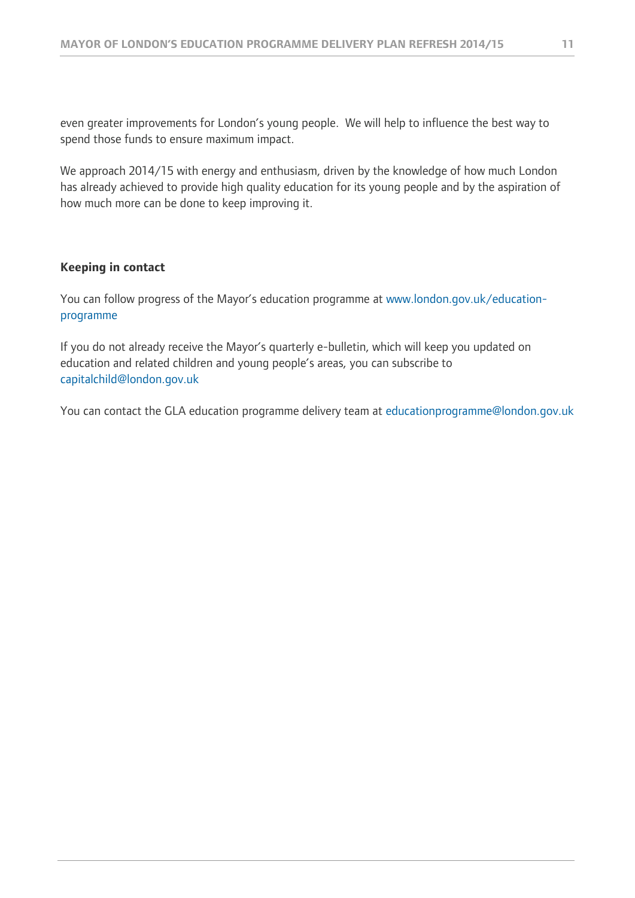even greater improvements for London's young people.  We will help to influence the best way to spend those funds to ensure maximum impact.

We approach 2014/15 with energy and enthusiasm, driven by the knowledge of how much London has already achieved to provide high quality education for its young people and by the aspiration of how much more can be done to keep improving it.

**Keeping in contact**

You can follow progress of the Mayor's education programme at www.london.gov.uk/education-programme

If you do not already receive the Mayor's quarterly e-bulletin, which will keep you updated on education and related children and young people's areas, you can subscribe to capitalchild@london.gov.uk

You can contact the GLA education programme delivery team at educationprogramme@london.gov.uk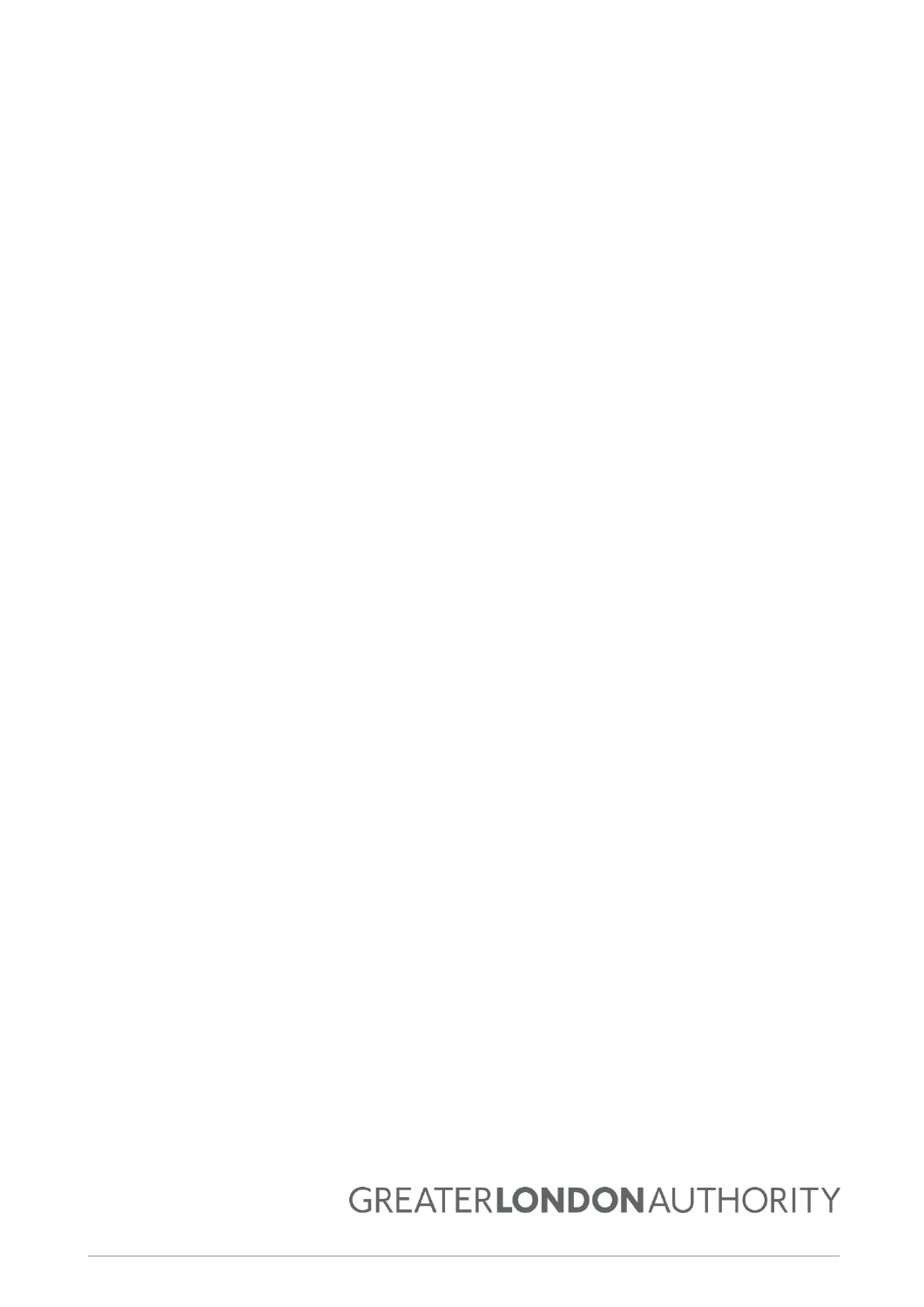GREATER**LONDON**AUTHORITY